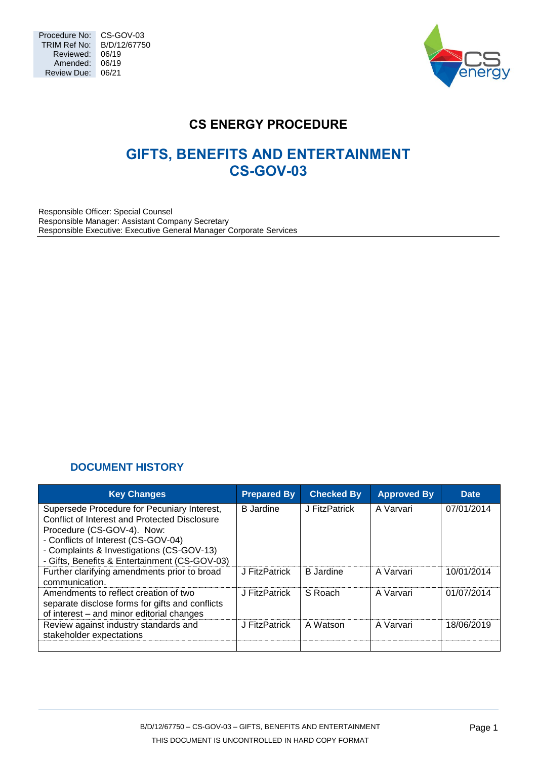| Procedure No: | CS-GOV-03 |
|---|---|
| TRIM Ref No: | B/D/12/67750 |
| Reviewed: | 06/19 |
| Amended: | 06/19 |
| Review Due: | 06/21 |

# CS ENERGY PROCEDURE

# GIFTS, BENEFITS AND ENTERTAINMENT CS-GOV-03

Responsible Officer: Special Counsel
Responsible Manager: Assistant Company Secretary
Responsible Executive: Executive General Manager Corporate Services

## DOCUMENT HISTORY

| Key Changes | Prepared By | Checked By | Approved By | Date |
|---|---|---|---|---|
| Supersede Procedure for Pecuniary Interest, Conflict of Interest and Protected Disclosure Procedure (CS-GOV-4). Now:<br>- Conflicts of Interest (CS-GOV-04)<br>- Complaints & Investigations (CS-GOV-13)<br>- Gifts, Benefits & Entertainment (CS-GOV-03) | B Jardine | J FitzPatrick | A Varvari | 07/01/2014 |
| Further clarifying amendments prior to broad communication. | J FitzPatrick | B Jardine | A Varvari | 10/01/2014 |
| Amendments to reflect creation of two separate disclose forms for gifts and conflicts of interest – and minor editorial changes | J FitzPatrick | S Roach | A Varvari | 01/07/2014 |
| Review against industry standards and stakeholder expectations | J FitzPatrick | A Watson | A Varvari | 18/06/2019 |
| | | | | |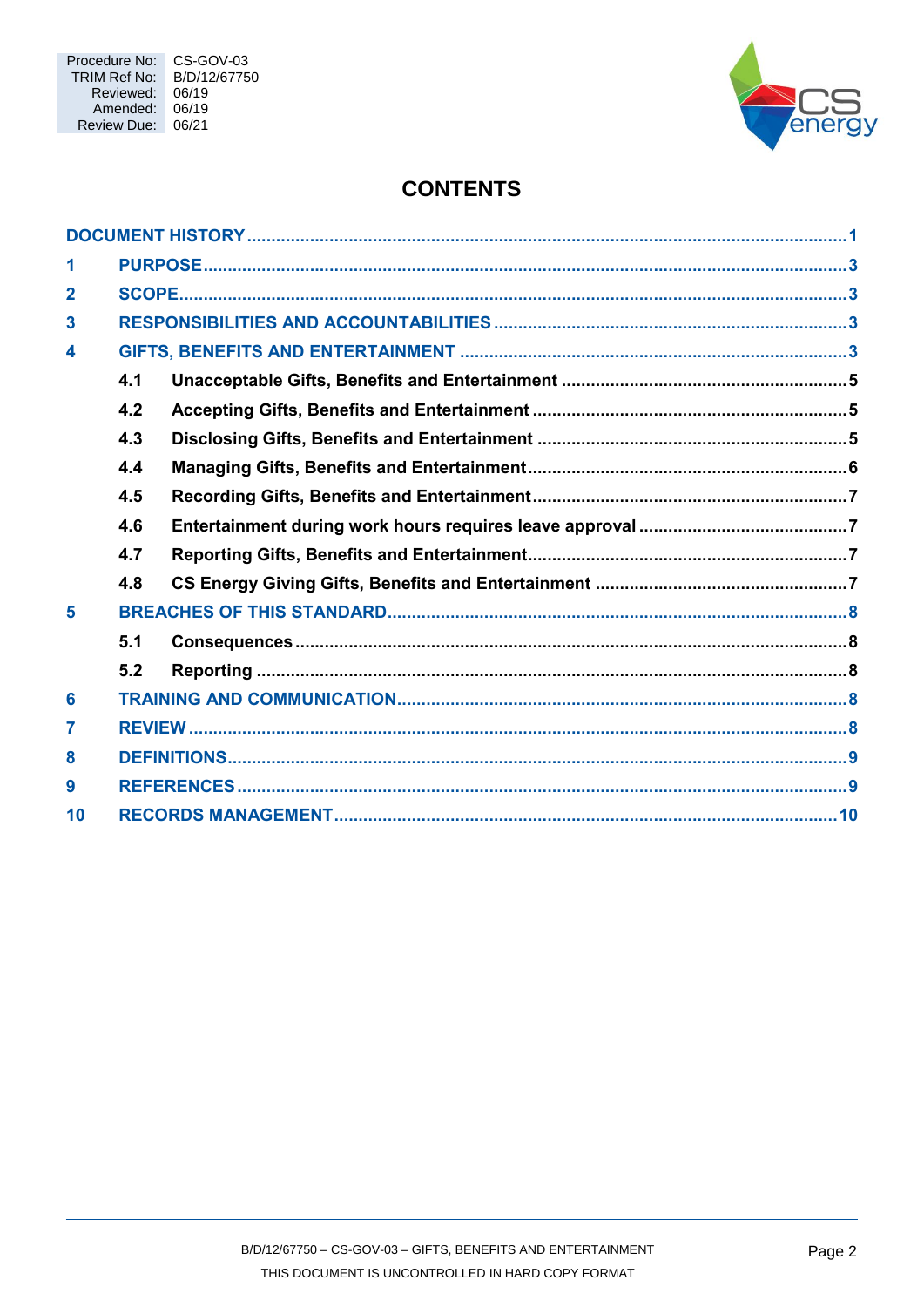| Procedure No: | CS-GOV-03 |
|---|---|
| TRIM Ref No: | B/D/12/67750 |
| Reviewed: | 06/19 |
| Amended: | 06/19 |
| Review Due: | 06/21 |

# CONTENTS

| | | | |
|---|---|---|---|
| **DOCUMENT HISTORY** | | | **1** |
| **1** | **PURPOSE** | | **3** |
| **2** | **SCOPE** | | **3** |
| **3** | **RESPONSIBILITIES AND ACCOUNTABILITIES** | | **3** |
| **4** | **GIFTS, BENEFITS AND ENTERTAINMENT** | | **3** |
| | **4.1** | **Unacceptable Gifts, Benefits and Entertainment** | **5** |
| | **4.2** | **Accepting Gifts, Benefits and Entertainment** | **5** |
| | **4.3** | **Disclosing Gifts, Benefits and Entertainment** | **5** |
| | **4.4** | **Managing Gifts, Benefits and Entertainment** | **6** |
| | **4.5** | **Recording Gifts, Benefits and Entertainment** | **7** |
| | **4.6** | **Entertainment during work hours requires leave approval** | **7** |
| | **4.7** | **Reporting Gifts, Benefits and Entertainment** | **7** |
| | **4.8** | **CS Energy Giving Gifts, Benefits and Entertainment** | **7** |
| **5** | **BREACHES OF THIS STANDARD** | | **8** |
| | **5.1** | **Consequences** | **8** |
| | **5.2** | **Reporting** | **8** |
| **6** | **TRAINING AND COMMUNICATION** | | **8** |
| **7** | **REVIEW** | | **8** |
| **8** | **DEFINITIONS** | | **9** |
| **9** | **REFERENCES** | | **9** |
| **10** | **RECORDS MANAGEMENT** | | **10** |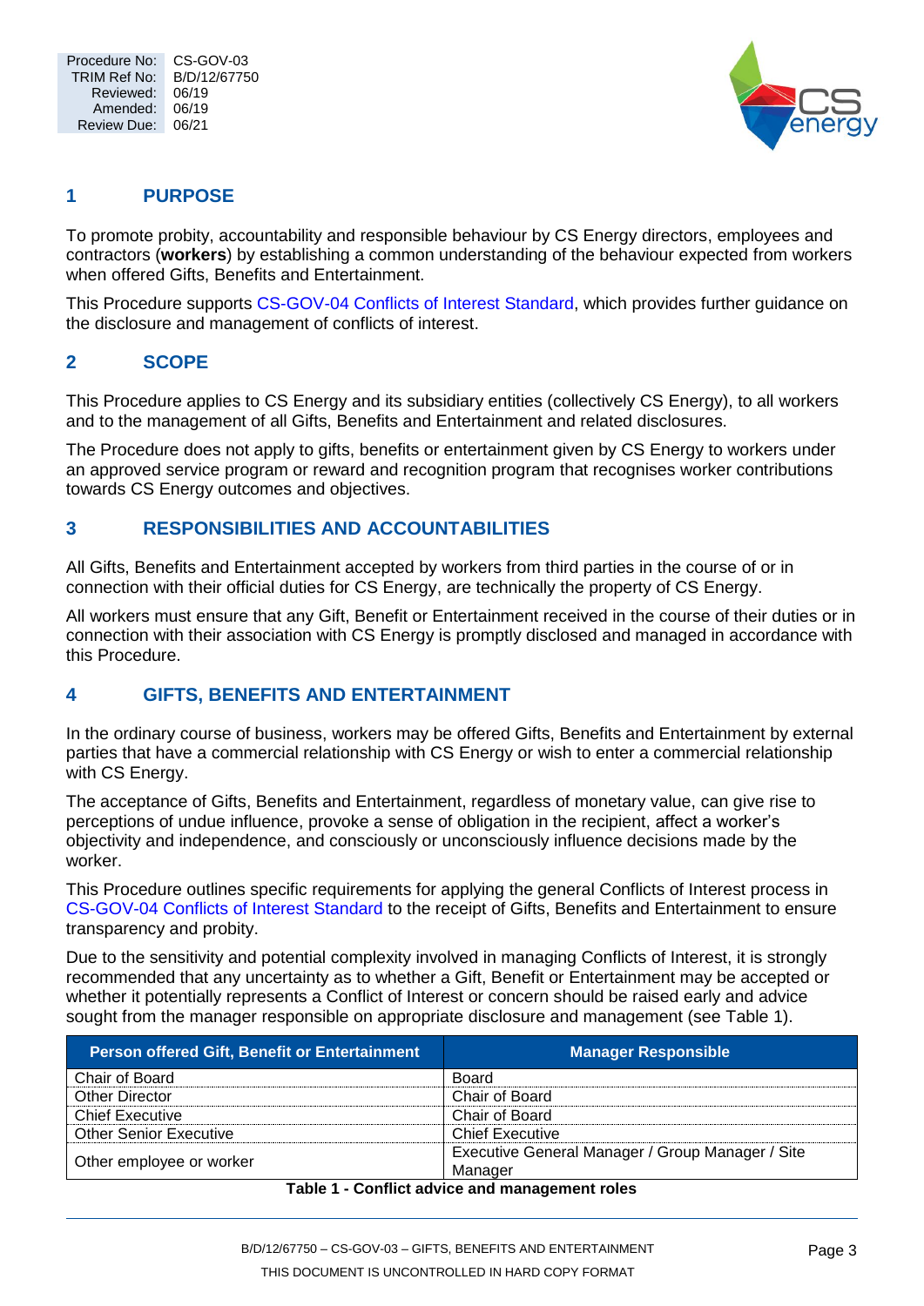## 1 PURPOSE

To promote probity, accountability and responsible behaviour by CS Energy directors, employees and contractors (**workers**) by establishing a common understanding of the behaviour expected from workers when offered Gifts, Benefits and Entertainment.

This Procedure supports CS-GOV-04 Conflicts of Interest Standard, which provides further guidance on the disclosure and management of conflicts of interest.

## 2 SCOPE

This Procedure applies to CS Energy and its subsidiary entities (collectively CS Energy), to all workers and to the management of all Gifts, Benefits and Entertainment and related disclosures.

The Procedure does not apply to gifts, benefits or entertainment given by CS Energy to workers under an approved service program or reward and recognition program that recognises worker contributions towards CS Energy outcomes and objectives.

## 3 RESPONSIBILITIES AND ACCOUNTABILITIES

All Gifts, Benefits and Entertainment accepted by workers from third parties in the course of or in connection with their official duties for CS Energy, are technically the property of CS Energy.

All workers must ensure that any Gift, Benefit or Entertainment received in the course of their duties or in connection with their association with CS Energy is promptly disclosed and managed in accordance with this Procedure.

## 4 GIFTS, BENEFITS AND ENTERTAINMENT

In the ordinary course of business, workers may be offered Gifts, Benefits and Entertainment by external parties that have a commercial relationship with CS Energy or wish to enter a commercial relationship with CS Energy.

The acceptance of Gifts, Benefits and Entertainment, regardless of monetary value, can give rise to perceptions of undue influence, provoke a sense of obligation in the recipient, affect a worker's objectivity and independence, and consciously or unconsciously influence decisions made by the worker.

This Procedure outlines specific requirements for applying the general Conflicts of Interest process in CS-GOV-04 Conflicts of Interest Standard to the receipt of Gifts, Benefits and Entertainment to ensure transparency and probity.

Due to the sensitivity and potential complexity involved in managing Conflicts of Interest, it is strongly recommended that any uncertainty as to whether a Gift, Benefit or Entertainment may be accepted or whether it potentially represents a Conflict of Interest or concern should be raised early and advice sought from the manager responsible on appropriate disclosure and management (see Table 1).

| Person offered Gift, Benefit or Entertainment | Manager Responsible |
|---|---|
| Chair of Board | Board |
| Other Director | Chair of Board |
| Chief Executive | Chair of Board |
| Other Senior Executive | Chief Executive |
| Other employee or worker | Executive General Manager / Group Manager / Site Manager |

**Table 1 - Conflict advice and management roles**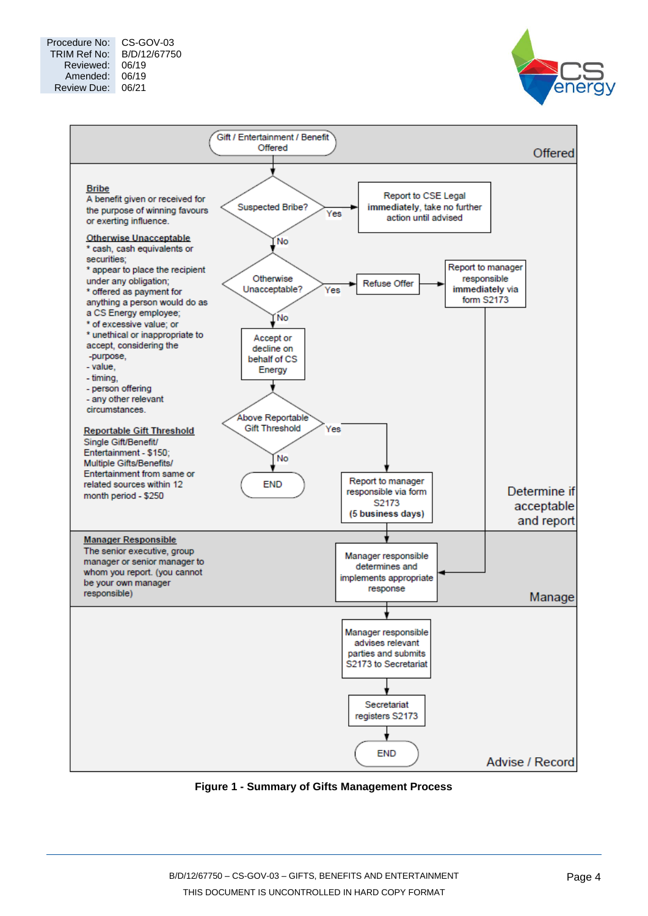| | |
|---|---|
| Procedure No: | CS-GOV-03 |
| TRIM Ref No: | B/D/12/67750 |
| Reviewed: | 06/19 |
| Amended: | 06/19 |
| Review Due: | 06/21 |

**Offered**

Gift / Entertainment / Benefit Offered

**Determine if acceptable and report**

**Bribe**
A benefit given or received for the purpose of winning favours or exerting influence.

**Otherwise Unacceptable**
* cash, cash equivalents or securities;
* appear to place the recipient under any obligation;
* offered as payment for anything a person would do as a CS Energy employee;
* of excessive value; or
* unethical or inappropriate to accept, considering the
-purpose,
- value,
- timing,
- person offering
- any other relevant circumstances.

**Reportable Gift Threshold**
Single Gift/Benefit/ Entertainment - $150;
Multiple Gifts/Benefits/ Entertainment from same or related sources within 12 month period - $250

Suspected Bribe? — Yes → Report to CSE Legal **immediately**, take no further action until advised

No → Otherwise Unacceptable? — Yes → Refuse Offer → Report to manager responsible **immediately** via form S2173

No → Accept or decline on behalf of CS Energy → Above Reportable Gift Threshold — No → END

Yes → Report to manager responsible via form S2173 **(5 business days)**

**Manage**

**Manager Responsible**
The senior executive, group manager or senior manager to whom you report. (you cannot be your own manager responsible)

Manager responsible determines and implements appropriate response

**Advise / Record**

Manager responsible advises relevant parties and submits S2173 to Secretariat → Secretariat registers S2173 → END

**Figure 1 - Summary of Gifts Management Process**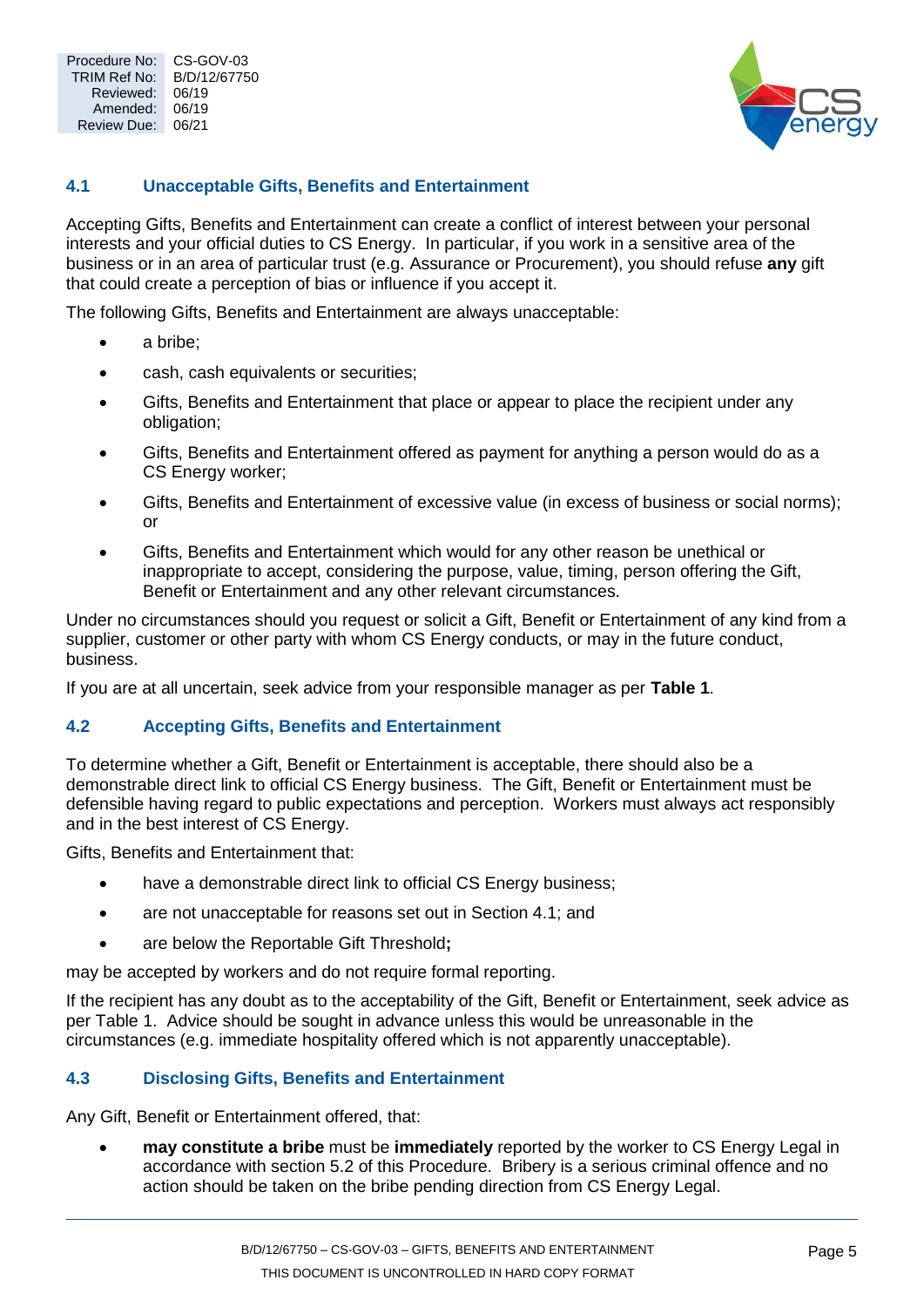### 4.1 Unacceptable Gifts, Benefits and Entertainment

Accepting Gifts, Benefits and Entertainment can create a conflict of interest between your personal interests and your official duties to CS Energy. In particular, if you work in a sensitive area of the business or in an area of particular trust (e.g. Assurance or Procurement), you should refuse **any** gift that could create a perception of bias or influence if you accept it.

The following Gifts, Benefits and Entertainment are always unacceptable:

- a bribe;
- cash, cash equivalents or securities;
- Gifts, Benefits and Entertainment that place or appear to place the recipient under any obligation;
- Gifts, Benefits and Entertainment offered as payment for anything a person would do as a CS Energy worker;
- Gifts, Benefits and Entertainment of excessive value (in excess of business or social norms); or
- Gifts, Benefits and Entertainment which would for any other reason be unethical or inappropriate to accept, considering the purpose, value, timing, person offering the Gift, Benefit or Entertainment and any other relevant circumstances.

Under no circumstances should you request or solicit a Gift, Benefit or Entertainment of any kind from a supplier, customer or other party with whom CS Energy conducts, or may in the future conduct, business.

If you are at all uncertain, seek advice from your responsible manager as per **Table 1**.

### 4.2 Accepting Gifts, Benefits and Entertainment

To determine whether a Gift, Benefit or Entertainment is acceptable, there should also be a demonstrable direct link to official CS Energy business. The Gift, Benefit or Entertainment must be defensible having regard to public expectations and perception. Workers must always act responsibly and in the best interest of CS Energy.

Gifts, Benefits and Entertainment that:

- have a demonstrable direct link to official CS Energy business;
- are not unacceptable for reasons set out in Section 4.1; and
- are below the Reportable Gift Threshold**;**

may be accepted by workers and do not require formal reporting.

If the recipient has any doubt as to the acceptability of the Gift, Benefit or Entertainment, seek advice as per Table 1. Advice should be sought in advance unless this would be unreasonable in the circumstances (e.g. immediate hospitality offered which is not apparently unacceptable).

### 4.3 Disclosing Gifts, Benefits and Entertainment

Any Gift, Benefit or Entertainment offered, that:

- **may constitute a bribe** must be **immediately** reported by the worker to CS Energy Legal in accordance with section 5.2 of this Procedure. Bribery is a serious criminal offence and no action should be taken on the bribe pending direction from CS Energy Legal.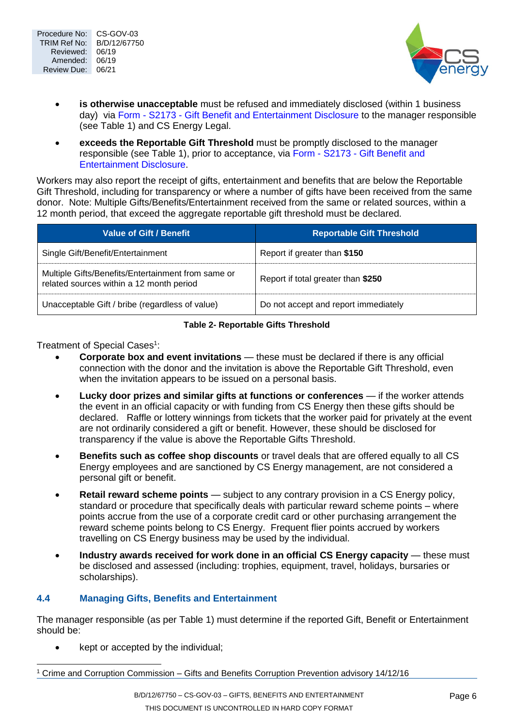- **is otherwise unacceptable** must be refused and immediately disclosed (within 1 business day) via Form - S2173 - Gift Benefit and Entertainment Disclosure to the manager responsible (see Table 1) and CS Energy Legal.
- **exceeds the Reportable Gift Threshold** must be promptly disclosed to the manager responsible (see Table 1), prior to acceptance, via Form - S2173 - Gift Benefit and Entertainment Disclosure.

Workers may also report the receipt of gifts, entertainment and benefits that are below the Reportable Gift Threshold, including for transparency or where a number of gifts have been received from the same donor. Note: Multiple Gifts/Benefits/Entertainment received from the same or related sources, within a 12 month period, that exceed the aggregate reportable gift threshold must be declared.

| Value of Gift / Benefit | Reportable Gift Threshold |
|---|---|
| Single Gift/Benefit/Entertainment | Report if greater than **$150** |
| Multiple Gifts/Benefits/Entertainment from same or related sources within a 12 month period | Report if total greater than **$250** |
| Unacceptable Gift / bribe (regardless of value) | Do not accept and report immediately |

**Table 2- Reportable Gifts Threshold**

Treatment of Special Cases[1]:

- **Corporate box and event invitations** — these must be declared if there is any official connection with the donor and the invitation is above the Reportable Gift Threshold, even when the invitation appears to be issued on a personal basis.
- **Lucky door prizes and similar gifts at functions or conferences** — if the worker attends the event in an official capacity or with funding from CS Energy then these gifts should be declared. Raffle or lottery winnings from tickets that the worker paid for privately at the event are not ordinarily considered a gift or benefit. However, these should be disclosed for transparency if the value is above the Reportable Gifts Threshold.
- **Benefits such as coffee shop discounts** or travel deals that are offered equally to all CS Energy employees and are sanctioned by CS Energy management, are not considered a personal gift or benefit.
- **Retail reward scheme points** — subject to any contrary provision in a CS Energy policy, standard or procedure that specifically deals with particular reward scheme points – where points accrue from the use of a corporate credit card or other purchasing arrangement the reward scheme points belong to CS Energy. Frequent flier points accrued by workers travelling on CS Energy business may be used by the individual.
- **Industry awards received for work done in an official CS Energy capacity** — these must be disclosed and assessed (including: trophies, equipment, travel, holidays, bursaries or scholarships).

## 4.4 Managing Gifts, Benefits and Entertainment

The manager responsible (as per Table 1) must determine if the reported Gift, Benefit or Entertainment should be:

- kept or accepted by the individual;

[1] Crime and Corruption Commission – Gifts and Benefits Corruption Prevention advisory 14/12/16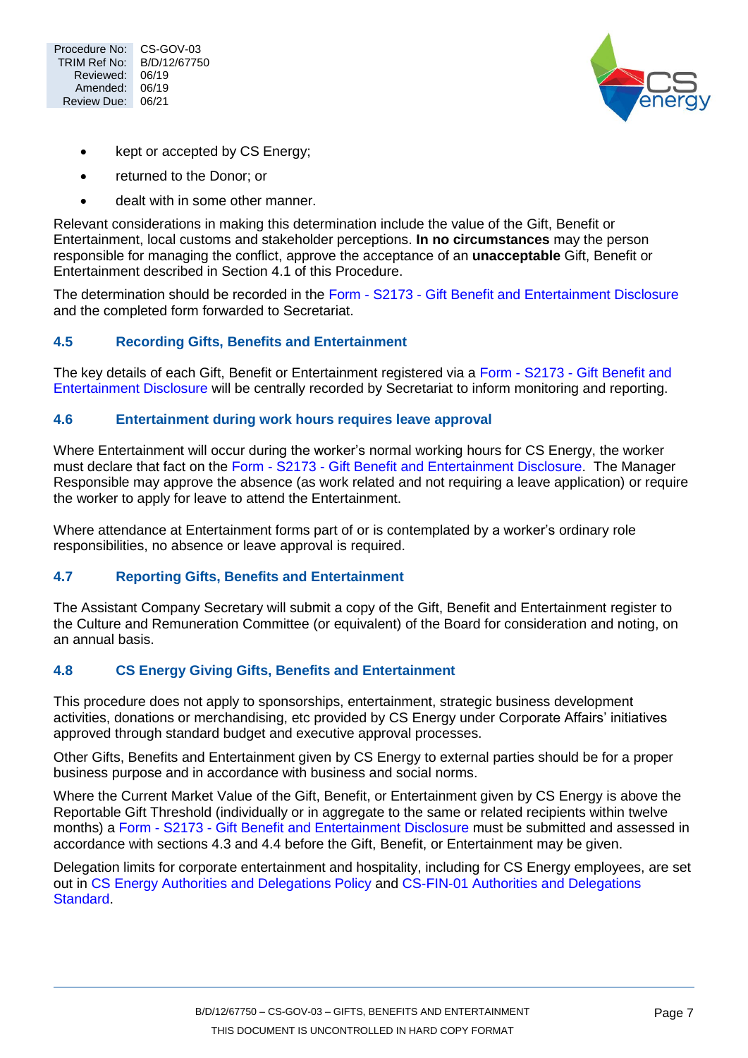- kept or accepted by CS Energy;
- returned to the Donor; or
- dealt with in some other manner.

Relevant considerations in making this determination include the value of the Gift, Benefit or Entertainment, local customs and stakeholder perceptions. **In no circumstances** may the person responsible for managing the conflict, approve the acceptance of an **unacceptable** Gift, Benefit or Entertainment described in Section 4.1 of this Procedure.

The determination should be recorded in the Form - S2173 - Gift Benefit and Entertainment Disclosure and the completed form forwarded to Secretariat.

### 4.5 Recording Gifts, Benefits and Entertainment

The key details of each Gift, Benefit or Entertainment registered via a Form - S2173 - Gift Benefit and Entertainment Disclosure will be centrally recorded by Secretariat to inform monitoring and reporting.

### 4.6 Entertainment during work hours requires leave approval

Where Entertainment will occur during the worker's normal working hours for CS Energy, the worker must declare that fact on the Form - S2173 - Gift Benefit and Entertainment Disclosure. The Manager Responsible may approve the absence (as work related and not requiring a leave application) or require the worker to apply for leave to attend the Entertainment.

Where attendance at Entertainment forms part of or is contemplated by a worker's ordinary role responsibilities, no absence or leave approval is required.

### 4.7 Reporting Gifts, Benefits and Entertainment

The Assistant Company Secretary will submit a copy of the Gift, Benefit and Entertainment register to the Culture and Remuneration Committee (or equivalent) of the Board for consideration and noting, on an annual basis.

### 4.8 CS Energy Giving Gifts, Benefits and Entertainment

This procedure does not apply to sponsorships, entertainment, strategic business development activities, donations or merchandising, etc provided by CS Energy under Corporate Affairs' initiatives approved through standard budget and executive approval processes.

Other Gifts, Benefits and Entertainment given by CS Energy to external parties should be for a proper business purpose and in accordance with business and social norms.

Where the Current Market Value of the Gift, Benefit, or Entertainment given by CS Energy is above the Reportable Gift Threshold (individually or in aggregate to the same or related recipients within twelve months) a Form - S2173 - Gift Benefit and Entertainment Disclosure must be submitted and assessed in accordance with sections 4.3 and 4.4 before the Gift, Benefit, or Entertainment may be given.

Delegation limits for corporate entertainment and hospitality, including for CS Energy employees, are set out in CS Energy Authorities and Delegations Policy and CS-FIN-01 Authorities and Delegations Standard.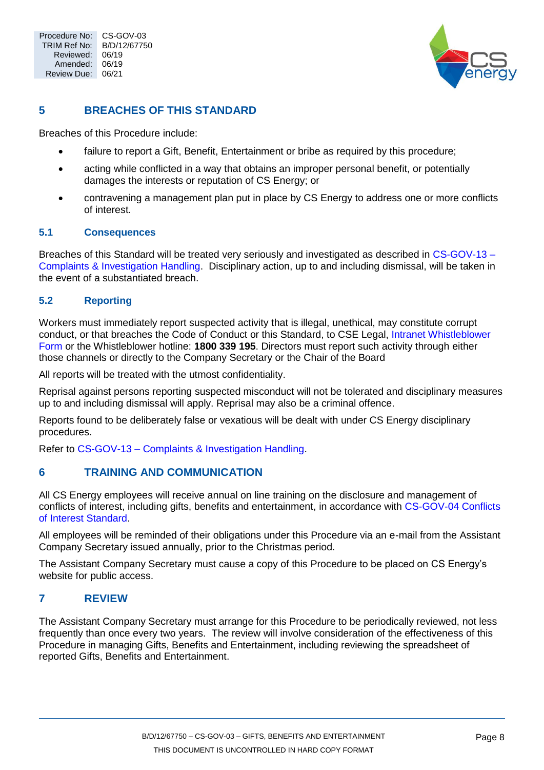## 5 BREACHES OF THIS STANDARD

Breaches of this Procedure include:

- failure to report a Gift, Benefit, Entertainment or bribe as required by this procedure;
- acting while conflicted in a way that obtains an improper personal benefit, or potentially damages the interests or reputation of CS Energy; or
- contravening a management plan put in place by CS Energy to address one or more conflicts of interest.

### 5.1 Consequences

Breaches of this Standard will be treated very seriously and investigated as described in CS-GOV-13 – Complaints & Investigation Handling. Disciplinary action, up to and including dismissal, will be taken in the event of a substantiated breach.

### 5.2 Reporting

Workers must immediately report suspected activity that is illegal, unethical, may constitute corrupt conduct, or that breaches the Code of Conduct or this Standard, to CSE Legal, Intranet Whistleblower Form or the Whistleblower hotline: **1800 339 195**. Directors must report such activity through either those channels or directly to the Company Secretary or the Chair of the Board

All reports will be treated with the utmost confidentiality.

Reprisal against persons reporting suspected misconduct will not be tolerated and disciplinary measures up to and including dismissal will apply. Reprisal may also be a criminal offence.

Reports found to be deliberately false or vexatious will be dealt with under CS Energy disciplinary procedures.

Refer to CS-GOV-13 – Complaints & Investigation Handling.

## 6 TRAINING AND COMMUNICATION

All CS Energy employees will receive annual on line training on the disclosure and management of conflicts of interest, including gifts, benefits and entertainment, in accordance with CS-GOV-04 Conflicts of Interest Standard.

All employees will be reminded of their obligations under this Procedure via an e-mail from the Assistant Company Secretary issued annually, prior to the Christmas period.

The Assistant Company Secretary must cause a copy of this Procedure to be placed on CS Energy's website for public access.

## 7 REVIEW

The Assistant Company Secretary must arrange for this Procedure to be periodically reviewed, not less frequently than once every two years. The review will involve consideration of the effectiveness of this Procedure in managing Gifts, Benefits and Entertainment, including reviewing the spreadsheet of reported Gifts, Benefits and Entertainment.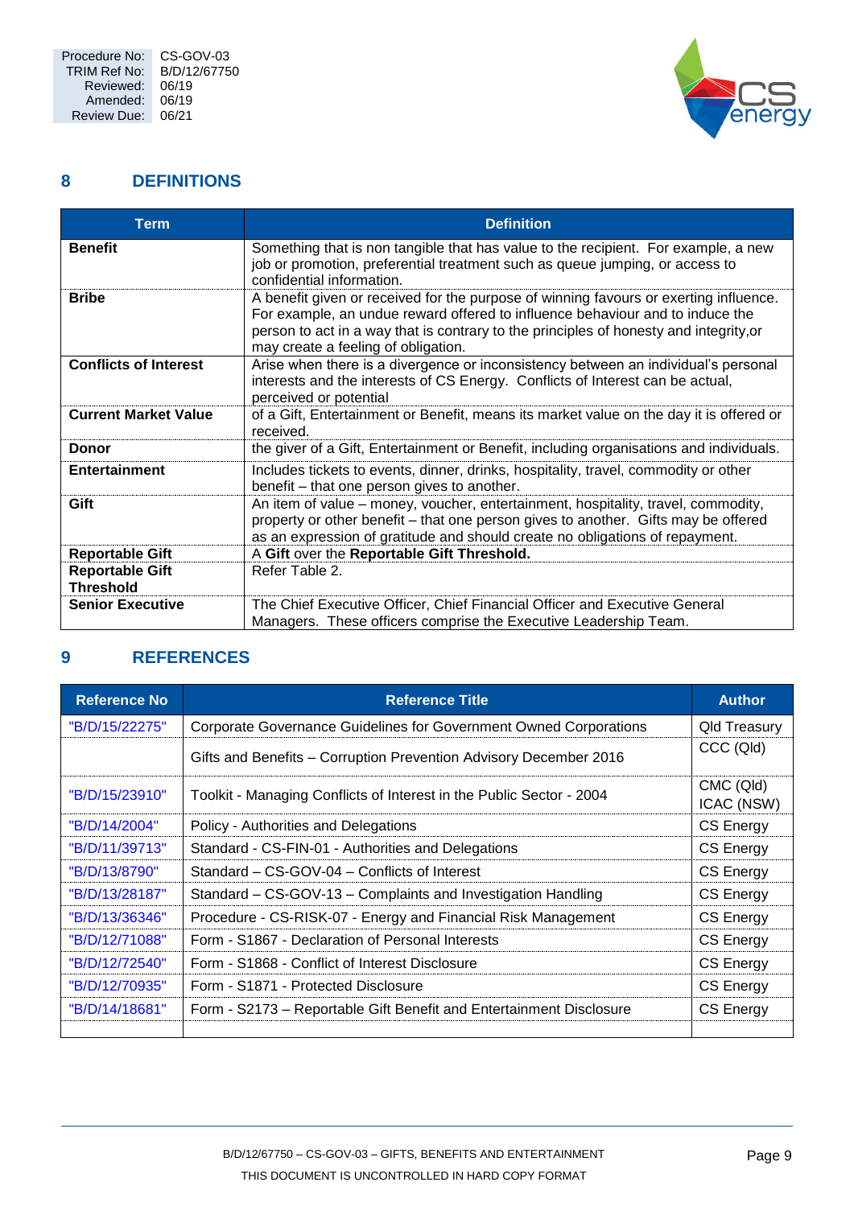## 8 DEFINITIONS

| Term | Definition |
|---|---|
| **Benefit** | Something that is non tangible that has value to the recipient. For example, a new job or promotion, preferential treatment such as queue jumping, or access to confidential information. |
| **Bribe** | A benefit given or received for the purpose of winning favours or exerting influence. For example, an undue reward offered to influence behaviour and to induce the person to act in a way that is contrary to the principles of honesty and integrity,or may create a feeling of obligation. |
| **Conflicts of Interest** | Arise when there is a divergence or inconsistency between an individual's personal interests and the interests of CS Energy. Conflicts of Interest can be actual, perceived or potential |
| **Current Market Value** | of a Gift, Entertainment or Benefit, means its market value on the day it is offered or received. |
| **Donor** | the giver of a Gift, Entertainment or Benefit, including organisations and individuals. |
| **Entertainment** | Includes tickets to events, dinner, drinks, hospitality, travel, commodity or other benefit – that one person gives to another. |
| **Gift** | An item of value – money, voucher, entertainment, hospitality, travel, commodity, property or other benefit – that one person gives to another. Gifts may be offered as an expression of gratitude and should create no obligations of repayment. |
| **Reportable Gift** | A **Gift** over the **Reportable Gift Threshold.** |
| **Reportable Gift Threshold** | Refer Table 2. |
| **Senior Executive** | The Chief Executive Officer, Chief Financial Officer and Executive General Managers. These officers comprise the Executive Leadership Team. |

## 9 REFERENCES

| Reference No | Reference Title | Author |
|---|---|---|
| "B/D/15/22275" | Corporate Governance Guidelines for Government Owned Corporations | Qld Treasury |
| | Gifts and Benefits – Corruption Prevention Advisory December 2016 | CCC (Qld) |
| "B/D/15/23910" | Toolkit - Managing Conflicts of Interest in the Public Sector - 2004 | CMC (Qld) ICAC (NSW) |
| "B/D/14/2004" | Policy - Authorities and Delegations | CS Energy |
| "B/D/11/39713" | Standard - CS-FIN-01 - Authorities and Delegations | CS Energy |
| "B/D/13/8790" | Standard – CS-GOV-04 – Conflicts of Interest | CS Energy |
| "B/D/13/28187" | Standard – CS-GOV-13 – Complaints and Investigation Handling | CS Energy |
| "B/D/13/36346" | Procedure - CS-RISK-07 - Energy and Financial Risk Management | CS Energy |
| "B/D/12/71088" | Form - S1867 - Declaration of Personal Interests | CS Energy |
| "B/D/12/72540" | Form - S1868 - Conflict of Interest Disclosure | CS Energy |
| "B/D/12/70935" | Form - S1871 - Protected Disclosure | CS Energy |
| "B/D/14/18681" | Form - S2173 – Reportable Gift Benefit and Entertainment Disclosure | CS Energy |
| | | |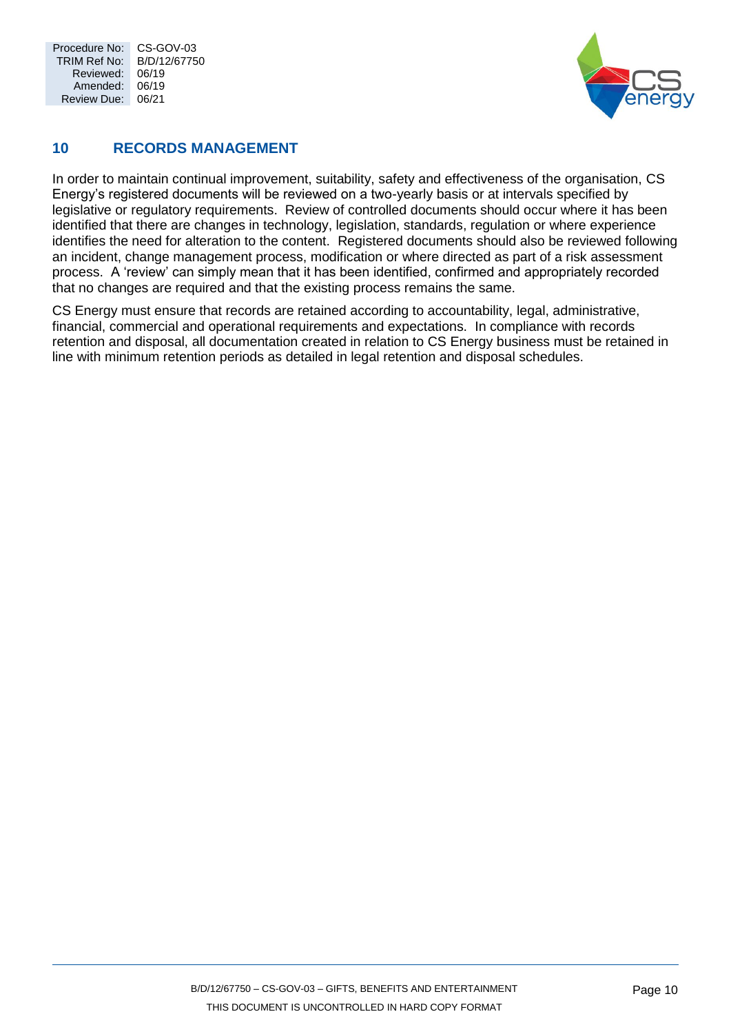## 10 RECORDS MANAGEMENT

In order to maintain continual improvement, suitability, safety and effectiveness of the organisation, CS Energy's registered documents will be reviewed on a two-yearly basis or at intervals specified by legislative or regulatory requirements. Review of controlled documents should occur where it has been identified that there are changes in technology, legislation, standards, regulation or where experience identifies the need for alteration to the content. Registered documents should also be reviewed following an incident, change management process, modification or where directed as part of a risk assessment process. A 'review' can simply mean that it has been identified, confirmed and appropriately recorded that no changes are required and that the existing process remains the same.

CS Energy must ensure that records are retained according to accountability, legal, administrative, financial, commercial and operational requirements and expectations. In compliance with records retention and disposal, all documentation created in relation to CS Energy business must be retained in line with minimum retention periods as detailed in legal retention and disposal schedules.